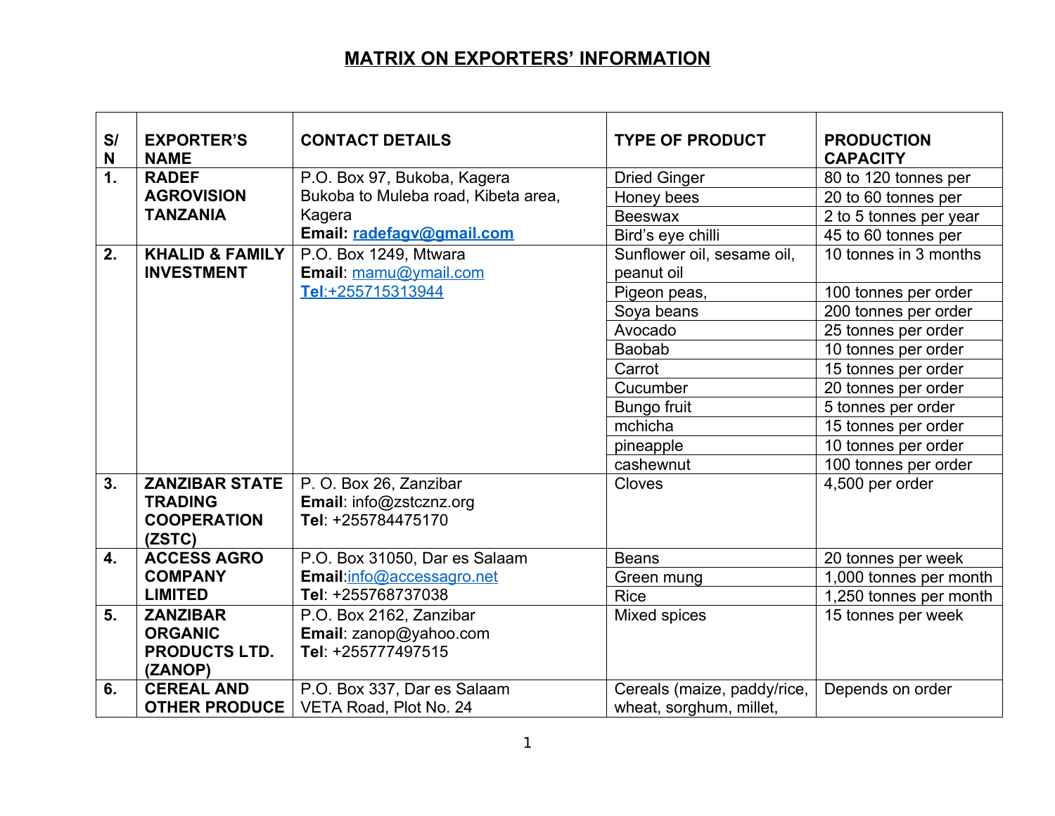# MATRIX ON EXPORTERS' INFORMATION

| S/N | EXPORTER'S NAME | CONTACT DETAILS | TYPE OF PRODUCT | PRODUCTION CAPACITY |
|---|---|---|---|---|
| 1. | **RADEF AGROVISION TANZANIA** | P.O. Box 97, Bukoba, Kagera<br>Bukoba to Muleba road, Kibeta area, Kagera<br>**Email: radefagv@gmail.com** | Dried Ginger | 80 to 120 tonnes per |
| | | | Honey bees | 20 to 60 tonnes per |
| | | | Beeswax | 2 to 5 tonnes per year |
| | | | Bird's eye chilli | 45 to 60 tonnes per |
| 2. | **KHALID & FAMILY INVESTMENT** | P.O. Box 1249, Mtwara<br>**Email**: mamu@ymail.com<br>**Tel**:+255715313944 | Sunflower oil, sesame oil, peanut oil | 10 tonnes in 3 months |
| | | | Pigeon peas, | 100 tonnes per order |
| | | | Soya beans | 200 tonnes per order |
| | | | Avocado | 25 tonnes per order |
| | | | Baobab | 10 tonnes per order |
| | | | Carrot | 15 tonnes per order |
| | | | Cucumber | 20 tonnes per order |
| | | | Bungo fruit | 5 tonnes per order |
| | | | mchicha | 15 tonnes per order |
| | | | pineapple | 10 tonnes per order |
| | | | cashewnut | 100 tonnes per order |
| 3. | **ZANZIBAR STATE TRADING COOPERATION (ZSTC)** | P. O. Box 26, Zanzibar<br>**Email**: info@zstcznz.org<br>**Tel**: +255784475170 | Cloves | 4,500 per order |
| 4. | **ACCESS AGRO COMPANY LIMITED** | P.O. Box 31050, Dar es Salaam<br>**Email**:info@accessagro.net<br>**Tel**: +255768737038 | Beans | 20 tonnes per week |
| | | | Green mung | 1,000 tonnes per month |
| | | | Rice | 1,250 tonnes per month |
| 5. | **ZANZIBAR ORGANIC PRODUCTS LTD. (ZANOP)** | P.O. Box 2162, Zanzibar<br>**Email**: zanop@yahoo.com<br>**Tel**: +255777497515 | Mixed spices | 15 tonnes per week |
| 6. | **CEREAL AND OTHER PRODUCE** | P.O. Box 337, Dar es Salaam<br>VETA Road, Plot No. 24 | Cereals (maize, paddy/rice, wheat, sorghum, millet, | Depends on order |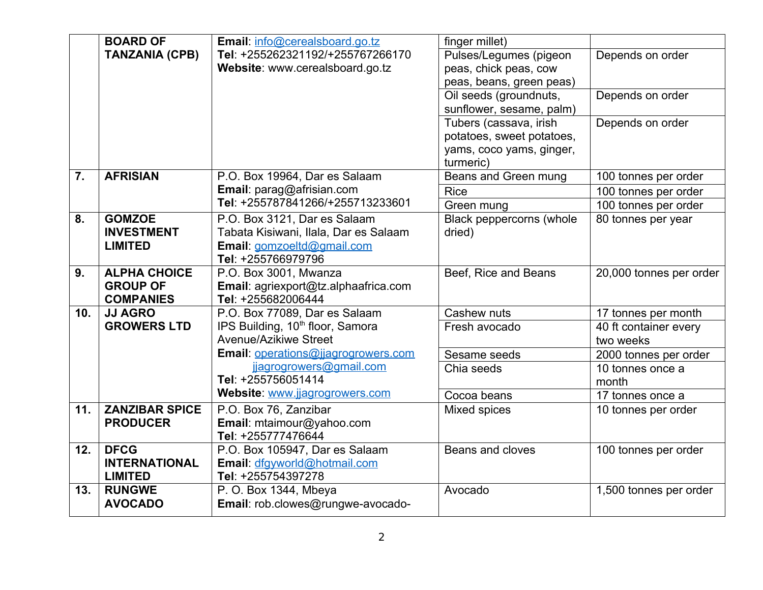| | | | | |
|---|---|---|---|---|
| | **BOARD OF TANZANIA (CPB)** | **Email**: info@cerealsboard.go.tz<br>**Tel**: +255262321192/+255767266170<br>**Website**: www.cerealsboard.go.tz | finger millet) | |
| | | | Pulses/Legumes (pigeon peas, chick peas, cow peas, beans, green peas) | Depends on order |
| | | | Oil seeds (groundnuts, sunflower, sesame, palm) | Depends on order |
| | | | Tubers (cassava, irish potatoes, sweet potatoes, yams, coco yams, ginger, turmeric) | Depends on order |
| **7.** | **AFRISIAN** | P.O. Box 19964, Dar es Salaam<br>**Email**: parag@afrisian.com<br>**Tel**: +255787841266/+255713233601 | Beans and Green mung | 100 tonnes per order |
| | | | Rice | 100 tonnes per order |
| | | | Green mung | 100 tonnes per order |
| **8.** | **GOMZOE INVESTMENT LIMITED** | P.O. Box 3121, Dar es Salaam<br>Tabata Kisiwani, Ilala, Dar es Salaam<br>**Email**: gomzoeltd@gmail.com<br>**Tel**: +255766979796 | Black peppercorns (whole dried) | 80 tonnes per year |
| **9.** | **ALPHA CHOICE GROUP OF COMPANIES** | P.O. Box 3001, Mwanza<br>**Email**: agriexport@tz.alphaafrica.com<br>**Tel**: +255682006444 | Beef, Rice and Beans | 20,000 tonnes per order |
| **10.** | **JJ AGRO GROWERS LTD** | P.O. Box 77089, Dar es Salaam<br>IPS Building, 10th floor, Samora Avenue/Azikiwe Street<br>**Email**: operations@jjagrogrowers.com<br>jjagrogrowers@gmail.com<br>**Tel**: +255756051414<br>**Website**: www.jjagrogrowers.com | Cashew nuts | 17 tonnes per month |
| | | | Fresh avocado | 40 ft container every two weeks |
| | | | Sesame seeds | 2000 tonnes per order |
| | | | Chia seeds | 10 tonnes once a month |
| | | | Cocoa beans | 17 tonnes once a |
| **11.** | **ZANZIBAR SPICE PRODUCER** | P.O. Box 76, Zanzibar<br>**Email**: mtaimour@yahoo.com<br>**Tel**: +255777476644 | Mixed spices | 10 tonnes per order |
| **12.** | **DFCG INTERNATIONAL LIMITED** | P.O. Box 105947, Dar es Salaam<br>**Email**: dfgyworld@hotmail.com<br>**Tel**: +255754397278 | Beans and cloves | 100 tonnes per order |
| **13.** | **RUNGWE AVOCADO** | P. O. Box 1344, Mbeya<br>**Email**: rob.clowes@rungwe-avocado- | Avocado | 1,500 tonnes per order |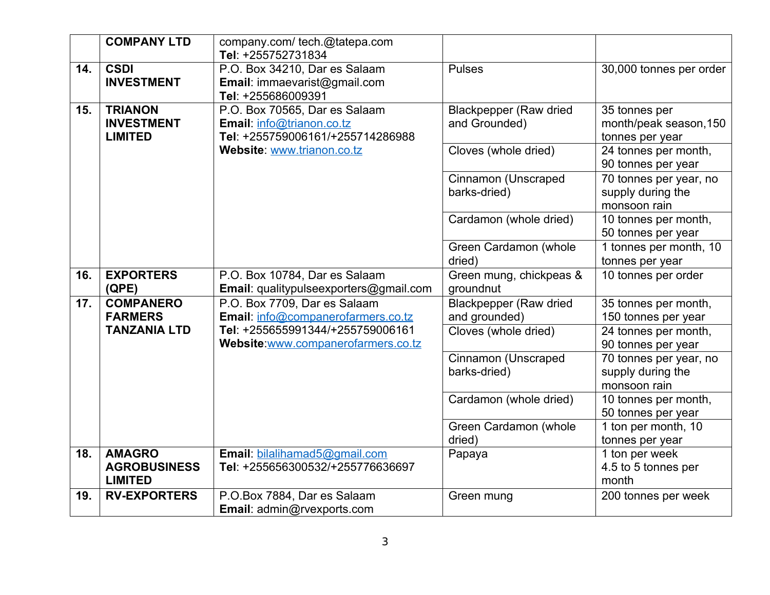| | | | | |
|---|---|---|---|---|
| | **COMPANY LTD** | company.com/ tech.@tatepa.com<br>**Tel**: +255752731834 | | |
| **14.** | **CSDI INVESTMENT** | P.O. Box 34210, Dar es Salaam<br>**Email**: immaevarist@gmail.com<br>**Tel**: +255686009391 | Pulses | 30,000 tonnes per order |
| **15.** | **TRIANON INVESTMENT LIMITED** | P.O. Box 70565, Dar es Salaam<br>**Email**: info@trianon.co.tz<br>**Tel**: +255759006161/+255714286988<br>**Website**: www.trianon.co.tz | Blackpepper (Raw dried and Grounded) | 35 tonnes per month/peak season,150 tonnes per year |
| | | | Cloves (whole dried) | 24 tonnes per month, 90 tonnes per year |
| | | | Cinnamon (Unscraped barks-dried) | 70 tonnes per year, no supply during the monsoon rain |
| | | | Cardamon (whole dried) | 10 tonnes per month, 50 tonnes per year |
| | | | Green Cardamon (whole dried) | 1 tonnes per month, 10 tonnes per year |
| **16.** | **EXPORTERS (QPE)** | P.O. Box 10784, Dar es Salaam<br>**Email**: qualitypulseexporters@gmail.com | Green mung, chickpeas & groundnut | 10 tonnes per order |
| **17.** | **COMPANERO FARMERS TANZANIA LTD** | P.O. Box 7709, Dar es Salaam<br>**Email**: info@companerofarmers.co.tz<br>**Tel**: +255655991344/+255759006161<br>**Website**:www.companerofarmers.co.tz | Blackpepper (Raw dried and grounded) | 35 tonnes per month, 150 tonnes per year |
| | | | Cloves (whole dried) | 24 tonnes per month, 90 tonnes per year |
| | | | Cinnamon (Unscraped barks-dried) | 70 tonnes per year, no supply during the monsoon rain |
| | | | Cardamon (whole dried) | 10 tonnes per month, 50 tonnes per year |
| | | | Green Cardamon (whole dried) | 1 ton per month, 10 tonnes per year |
| **18.** | **AMAGRO AGROBUSINESS LIMITED** | **Email**: bilalihamad5@gmail.com<br>**Tel**: +255656300532/+255776636697 | Papaya | 1 ton per week<br>4.5 to 5 tonnes per month |
| **19.** | **RV-EXPORTERS** | P.O.Box 7884, Dar es Salaam<br>**Email**: admin@rvexports.com | Green mung | 200 tonnes per week |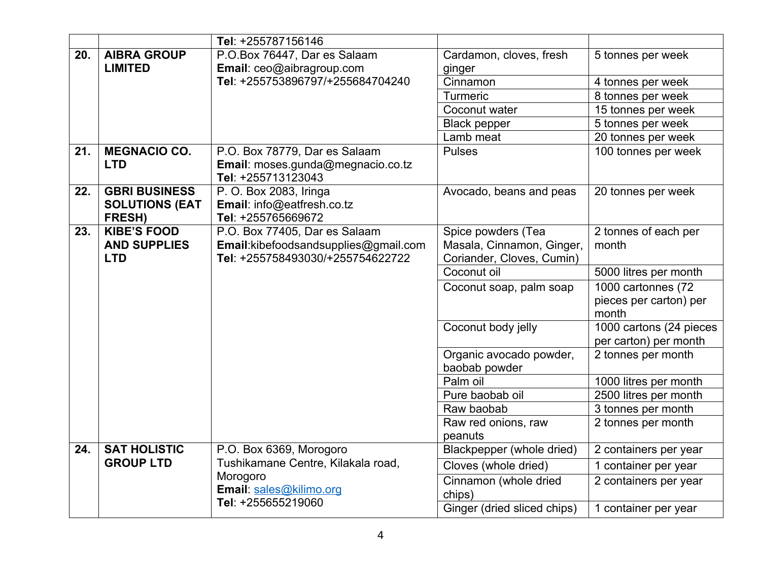| | | | | |
|---|---|---|---|---|
| | | **Tel**: +255787156146 | | |
| **20.** | **AIBRA GROUP LIMITED** | P.O.Box 76447, Dar es Salaam<br>**Email**: ceo@aibragroup.com<br>**Tel**: +255753896797/+255684704240 | Cardamon, cloves, fresh ginger | 5 tonnes per week |
| | | | Cinnamon | 4 tonnes per week |
| | | | Turmeric | 8 tonnes per week |
| | | | Coconut water | 15 tonnes per week |
| | | | Black pepper | 5 tonnes per week |
| | | | Lamb meat | 20 tonnes per week |
| **21.** | **MEGNACIO CO. LTD** | P.O. Box 78779, Dar es Salaam<br>**Email**: moses.gunda@megnacio.co.tz<br>**Tel**: +255713123043 | Pulses | 100 tonnes per week |
| **22.** | **GBRI BUSINESS SOLUTIONS (EAT FRESH)** | P. O. Box 2083, Iringa<br>**Email**: info@eatfresh.co.tz<br>**Tel**: +255765669672 | Avocado, beans and peas | 20 tonnes per week |
| **23.** | **KIBE'S FOOD AND SUPPLIES LTD** | P.O. Box 77405, Dar es Salaam<br>**Email**:kibefoodsandsupplies@gmail.com<br>**Tel**: +255758493030/+255754622722 | Spice powders (Tea Masala, Cinnamon, Ginger, Coriander, Cloves, Cumin) | 2 tonnes of each per month |
| | | | Coconut oil | 5000 litres per month |
| | | | Coconut soap, palm soap | 1000 cartonnes (72 pieces per carton) per month |
| | | | Coconut body jelly | 1000 cartons (24 pieces per carton) per month |
| | | | Organic avocado powder, baobab powder | 2 tonnes per month |
| | | | Palm oil | 1000 litres per month |
| | | | Pure baobab oil | 2500 litres per month |
| | | | Raw baobab | 3 tonnes per month |
| | | | Raw red onions, raw peanuts | 2 tonnes per month |
| **24.** | **SAT HOLISTIC GROUP LTD** | P.O. Box 6369, Morogoro<br>Tushikamane Centre, Kilakala road, Morogoro<br>**Email**: sales@kilimo.org<br>**Tel**: +255655219060 | Blackpepper (whole dried) | 2 containers per year |
| | | | Cloves (whole dried) | 1 container per year |
| | | | Cinnamon (whole dried chips) | 2 containers per year |
| | | | Ginger (dried sliced chips) | 1 container per year |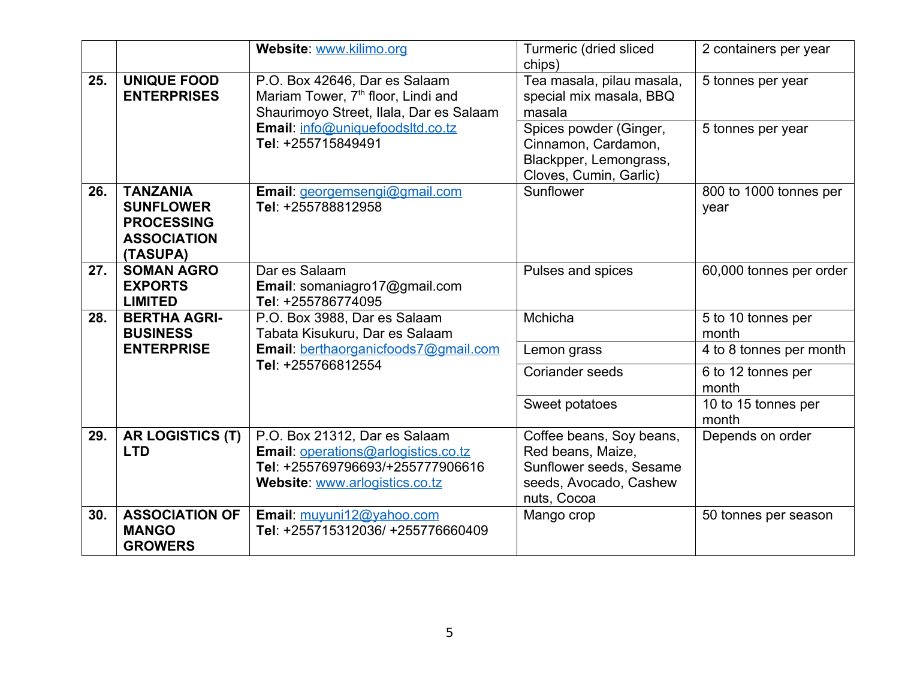| | | | | |
|---|---|---|---|---|
| | | **Website**: www.kilimo.org | Turmeric (dried sliced chips) | 2 containers per year |
| **25.** | **UNIQUE FOOD ENTERPRISES** | P.O. Box 42646, Dar es Salaam<br>Mariam Tower, 7th floor, Lindi and Shaurimoyo Street, Ilala, Dar es Salaam<br>**Email**: info@uniquefoodsltd.co.tz<br>**Tel**: +255715849491 | Tea masala, pilau masala, special mix masala, BBQ masala | 5 tonnes per year |
| | | | Spices powder (Ginger, Cinnamon, Cardamon, Blackpper, Lemongrass, Cloves, Cumin, Garlic) | 5 tonnes per year |
| **26.** | **TANZANIA SUNFLOWER PROCESSING ASSOCIATION (TASUPA)** | **Email**: georgemsengi@gmail.com<br>**Tel**: +255788812958 | Sunflower | 800 to 1000 tonnes per year |
| **27.** | **SOMAN AGRO EXPORTS LIMITED** | Dar es Salaam<br>**Email**: somaniagro17@gmail.com<br>**Tel**: +255786774095 | Pulses and spices | 60,000 tonnes per order |
| **28.** | **BERTHA AGRI-BUSINESS ENTERPRISE** | P.O. Box 3988, Dar es Salaam<br>Tabata Kisukuru, Dar es Salaam<br>**Email**: berthaorganicfoods7@gmail.com<br>**Tel**: +255766812554 | Mchicha | 5 to 10 tonnes per month |
| | | | Lemon grass | 4 to 8 tonnes per month |
| | | | Coriander seeds | 6 to 12 tonnes per month |
| | | | Sweet potatoes | 10 to 15 tonnes per month |
| **29.** | **AR LOGISTICS (T) LTD** | P.O. Box 21312, Dar es Salaam<br>**Email**: operations@arlogistics.co.tz<br>**Tel**: +255769796693/+255777906616<br>**Website**: www.arlogistics.co.tz | Coffee beans, Soy beans, Red beans, Maize, Sunflower seeds, Sesame seeds, Avocado, Cashew nuts, Cocoa | Depends on order |
| **30.** | **ASSOCIATION OF MANGO GROWERS** | **Email**: muyuni12@yahoo.com<br>**Tel**: +255715312036/ +255776660409 | Mango crop | 50 tonnes per season |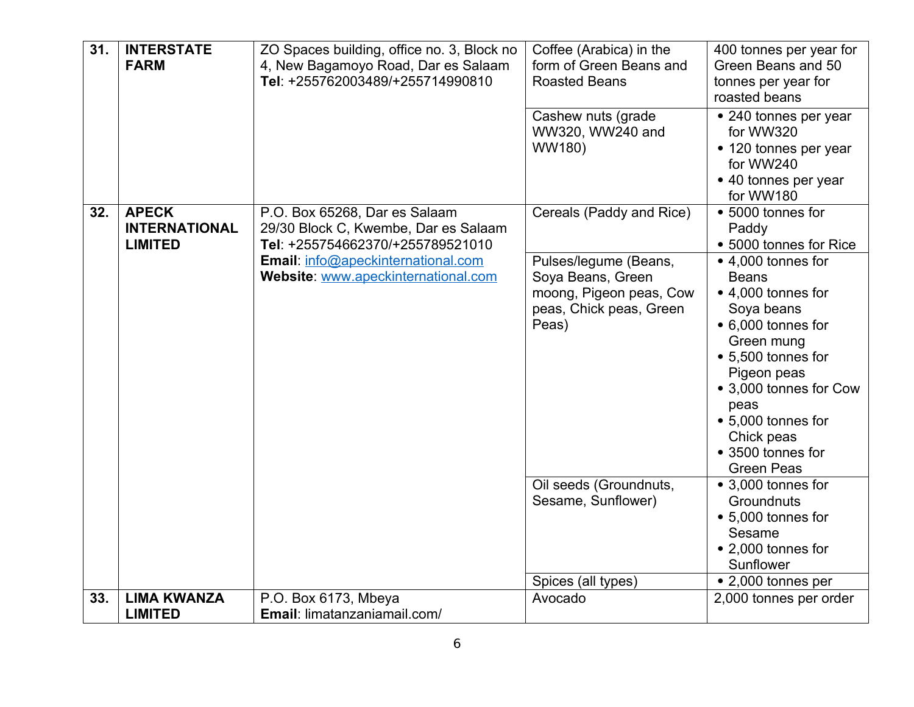| | | | | |
|---|---|---|---|---|
| **31.** | **INTERSTATE FARM** | ZO Spaces building, office no. 3, Block no 4, New Bagamoyo Road, Dar es Salaam **Tel**: +255762003489/+255714990810 | Coffee (Arabica) in the form of Green Beans and Roasted Beans | 400 tonnes per year for Green Beans and 50 tonnes per year for roasted beans |
| | | | Cashew nuts (grade WW320, WW240 and WW180) | • 240 tonnes per year for WW320 • 120 tonnes per year for WW240 • 40 tonnes per year for WW180 |
| **32.** | **APECK INTERNATIONAL LIMITED** | P.O. Box 65268, Dar es Salaam 29/30 Block C, Kwembe, Dar es Salaam **Tel**: +255754662370/+255789521010 **Email**: info@apeckinternational.com **Website**: www.apeckinternational.com | Cereals (Paddy and Rice) | • 5000 tonnes for Paddy • 5000 tonnes for Rice |
| | | | Pulses/legume (Beans, Soya Beans, Green moong, Pigeon peas, Cow peas, Chick peas, Green Peas) | • 4,000 tonnes for Beans • 4,000 tonnes for Soya beans • 6,000 tonnes for Green mung • 5,500 tonnes for Pigeon peas • 3,000 tonnes for Cow peas • 5,000 tonnes for Chick peas • 3500 tonnes for Green Peas |
| | | | Oil seeds (Groundnuts, Sesame, Sunflower) | • 3,000 tonnes for Groundnuts • 5,000 tonnes for Sesame • 2,000 tonnes for Sunflower |
| | | | Spices (all types) | • 2,000 tonnes per |
| **33.** | **LIMA KWANZA LIMITED** | P.O. Box 6173, Mbeya **Email**: limatanzaniamail.com/ | Avocado | 2,000 tonnes per order |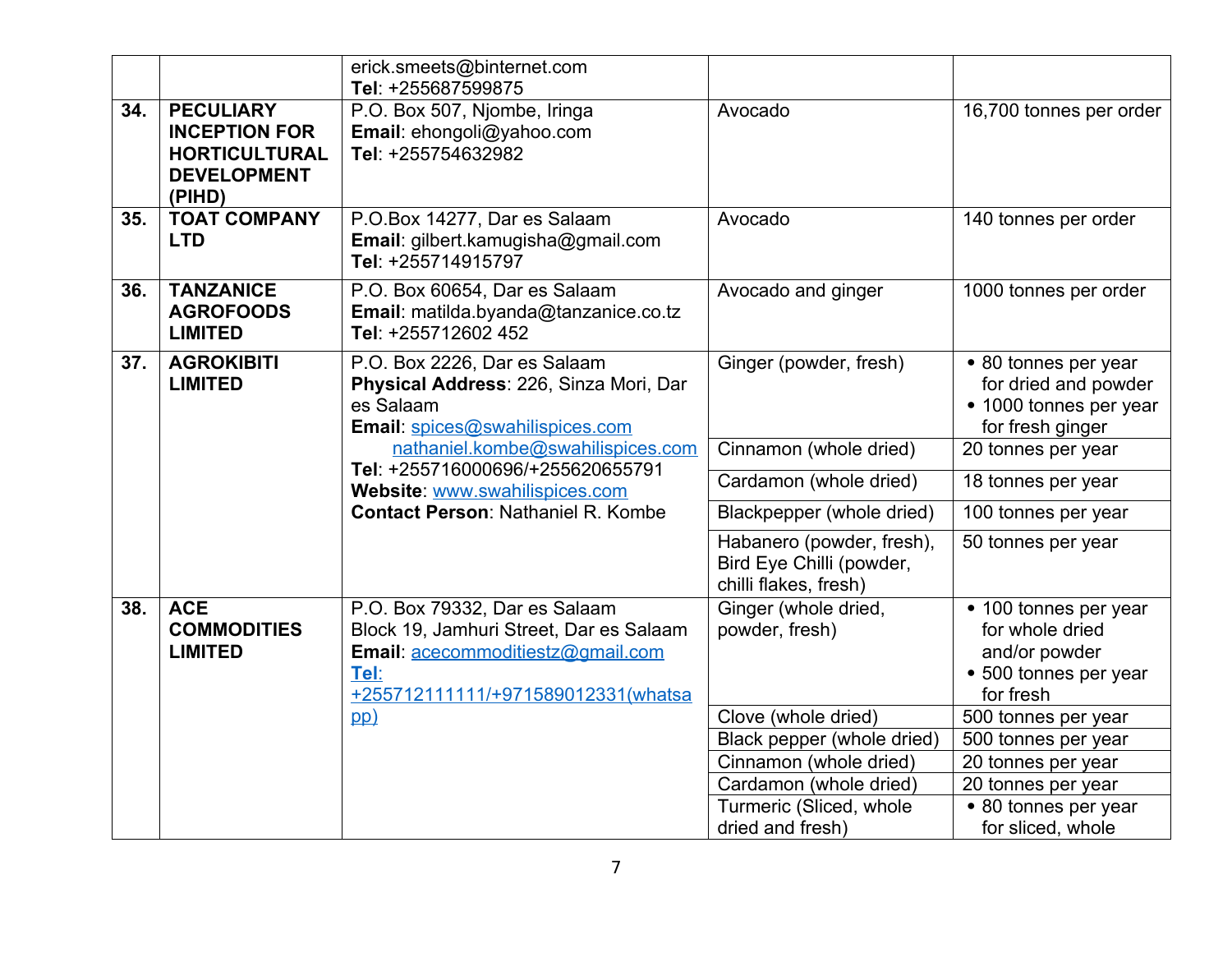| | | | | |
|---|---|---|---|---|
| | | erick.smeets@binternet.com<br>**Tel**: +255687599875 | | |
| **34.** | **PECULIARY INCEPTION FOR HORTICULTURAL DEVELOPMENT (PIHD)** | P.O. Box 507, Njombe, Iringa<br>**Email**: ehongoli@yahoo.com<br>**Tel**: +255754632982 | Avocado | 16,700 tonnes per order |
| **35.** | **TOAT COMPANY LTD** | P.O.Box 14277, Dar es Salaam<br>**Email**: gilbert.kamugisha@gmail.com<br>**Tel**: +255714915797 | Avocado | 140 tonnes per order |
| **36.** | **TANZANICE AGROFOODS LIMITED** | P.O. Box 60654, Dar es Salaam<br>**Email**: matilda.byanda@tanzanice.co.tz<br>**Tel**: +255712602 452 | Avocado and ginger | 1000 tonnes per order |
| **37.** | **AGROKIBITI LIMITED** | P.O. Box 2226, Dar es Salaam<br>**Physical Address**: 226, Sinza Mori, Dar es Salaam<br>**Email**: spices@swahilispices.com<br>nathaniel.kombe@swahilispices.com<br>**Tel**: +255716000696/+255620655791<br>**Website**: www.swahilispices.com<br>**Contact Person**: Nathaniel R. Kombe | Ginger (powder, fresh) | • 80 tonnes per year for dried and powder<br>• 1000 tonnes per year for fresh ginger |
| | | | Cinnamon (whole dried) | 20 tonnes per year |
| | | | Cardamon (whole dried) | 18 tonnes per year |
| | | | Blackpepper (whole dried) | 100 tonnes per year |
| | | | Habanero (powder, fresh), Bird Eye Chilli (powder, chilli flakes, fresh) | 50 tonnes per year |
| **38.** | **ACE COMMODITIES LIMITED** | P.O. Box 79332, Dar es Salaam<br>Block 19, Jamhuri Street, Dar es Salaam<br>**Email**: acecommoditiestz@gmail.com<br>**Tel**: +255712111111/+971589012331(whatsapp) | Ginger (whole dried, powder, fresh) | • 100 tonnes per year for whole dried and/or powder<br>• 500 tonnes per year for fresh |
| | | | Clove (whole dried) | 500 tonnes per year |
| | | | Black pepper (whole dried) | 500 tonnes per year |
| | | | Cinnamon (whole dried) | 20 tonnes per year |
| | | | Cardamon (whole dried) | 20 tonnes per year |
| | | | Turmeric (Sliced, whole dried and fresh) | • 80 tonnes per year for sliced, whole |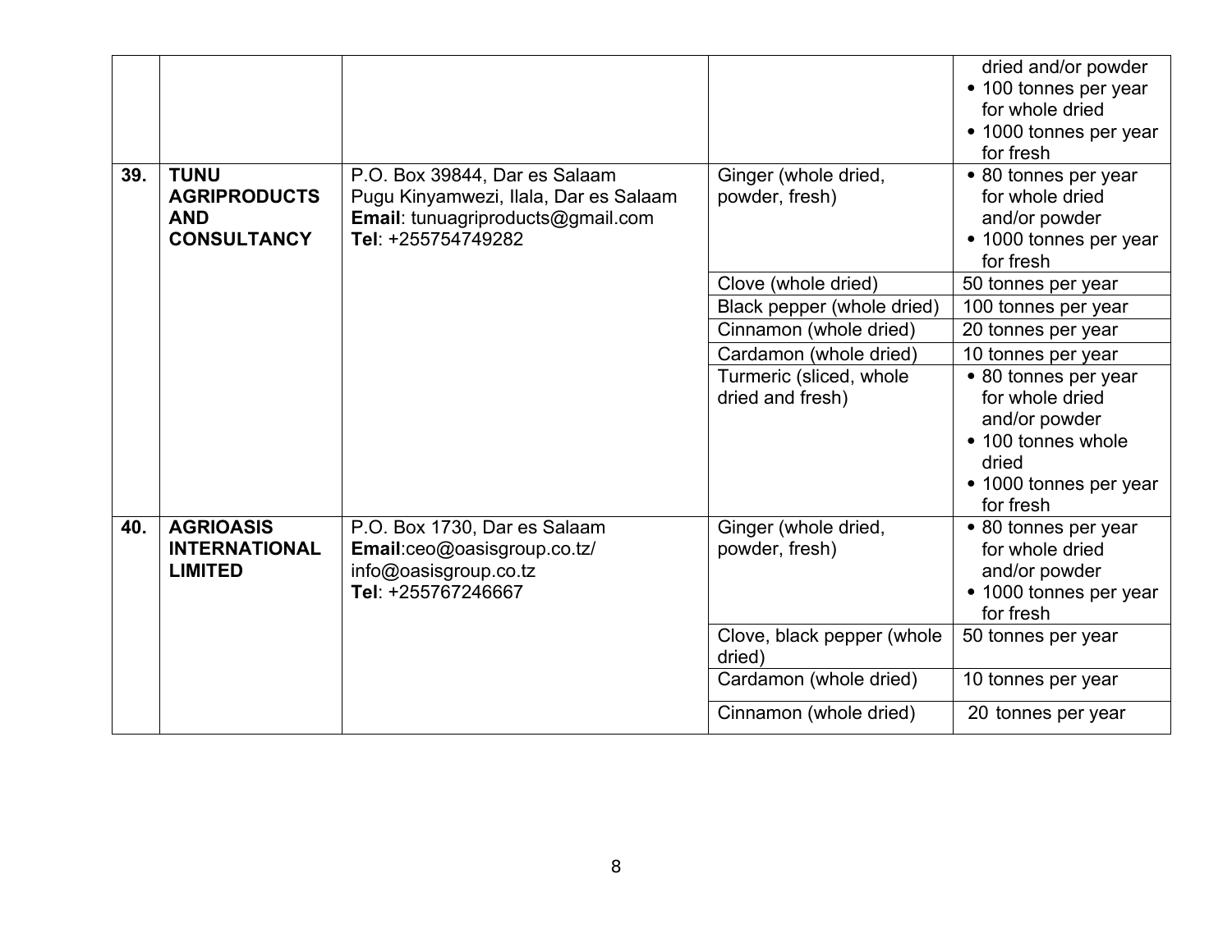| | | | | |
|---|---|---|---|---|
| | | | | dried and/or powder<br>• 100 tonnes per year for whole dried<br>• 1000 tonnes per year for fresh |
| **39.** | **TUNU AGRIPRODUCTS AND CONSULTANCY** | P.O. Box 39844, Dar es Salaam<br>Pugu Kinyamwezi, Ilala, Dar es Salaam<br>**Email**: tunuagriproducts@gmail.com<br>**Tel**: +255754749282 | Ginger (whole dried, powder, fresh) | • 80 tonnes per year for whole dried and/or powder<br>• 1000 tonnes per year for fresh |
| | | | Clove (whole dried) | 50 tonnes per year |
| | | | Black pepper (whole dried) | 100 tonnes per year |
| | | | Cinnamon (whole dried) | 20 tonnes per year |
| | | | Cardamon (whole dried) | 10 tonnes per year |
| | | | Turmeric (sliced, whole dried and fresh) | • 80 tonnes per year for whole dried and/or powder<br>• 100 tonnes whole dried<br>• 1000 tonnes per year for fresh |
| **40.** | **AGRIOASIS INTERNATIONAL LIMITED** | P.O. Box 1730, Dar es Salaam<br>**Email**:ceo@oasisgroup.co.tz/ info@oasisgroup.co.tz<br>**Tel**: +255767246667 | Ginger (whole dried, powder, fresh) | • 80 tonnes per year for whole dried and/or powder<br>• 1000 tonnes per year for fresh |
| | | | Clove, black pepper (whole dried) | 50 tonnes per year |
| | | | Cardamon (whole dried) | 10 tonnes per year |
| | | | Cinnamon (whole dried) | 20 tonnes per year |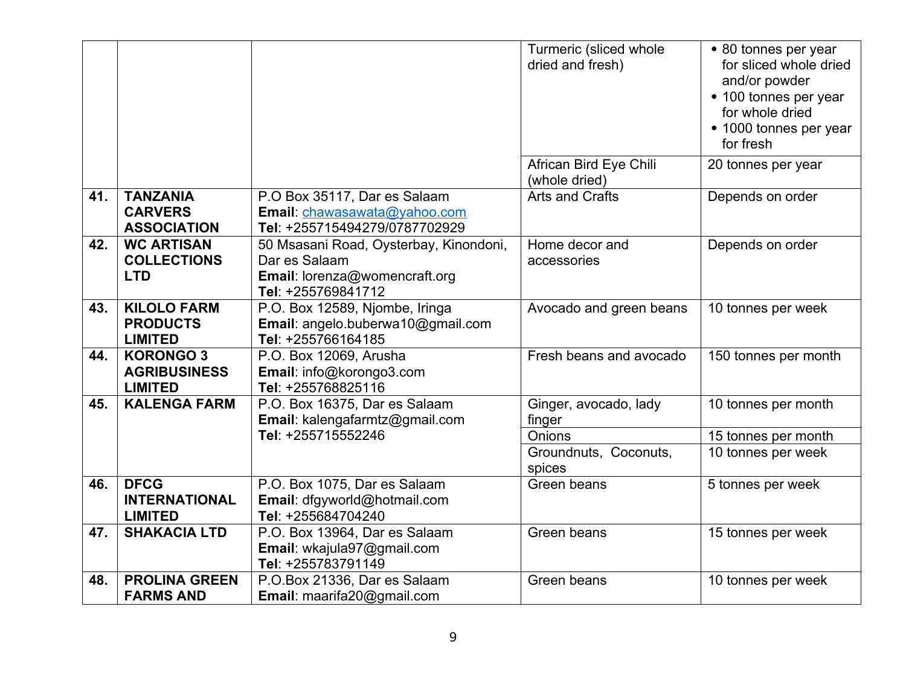| | | | Turmeric (sliced whole dried and fresh) | • 80 tonnes per year for sliced whole dried and/or powder<br>• 100 tonnes per year for whole dried<br>• 1000 tonnes per year for fresh |
|---|---|---|---|---|
| | | | African Bird Eye Chili (whole dried) | 20 tonnes per year |
| **41.** | **TANZANIA CARVERS ASSOCIATION** | P.O Box 35117, Dar es Salaam<br>**Email**: chawasawata@yahoo.com<br>**Tel**: +255715494279/0787702929 | Arts and Crafts | Depends on order |
| **42.** | **WC ARTISAN COLLECTIONS LTD** | 50 Msasani Road, Oysterbay, Kinondoni, Dar es Salaam<br>**Email**: lorenza@womencraft.org<br>**Tel**: +255769841712 | Home decor and accessories | Depends on order |
| **43.** | **KILOLO FARM PRODUCTS LIMITED** | P.O. Box 12589, Njombe, Iringa<br>**Email**: angelo.buberwa10@gmail.com<br>**Tel**: +255766164185 | Avocado and green beans | 10 tonnes per week |
| **44.** | **KORONGO 3 AGRIBUSINESS LIMITED** | P.O. Box 12069, Arusha<br>**Email**: info@korongo3.com<br>**Tel**: +255768825116 | Fresh beans and avocado | 150 tonnes per month |
| **45.** | **KALENGA FARM** | P.O. Box 16375, Dar es Salaam<br>**Email**: kalengafarmtz@gmail.com<br>**Tel**: +255715552246 | Ginger, avocado, lady finger | 10 tonnes per month |
| | | | Onions | 15 tonnes per month |
| | | | Groundnuts, Coconuts, spices | 10 tonnes per week |
| **46.** | **DFCG INTERNATIONAL LIMITED** | P.O. Box 1075, Dar es Salaam<br>**Email**: dfgyworld@hotmail.com<br>**Tel**: +255684704240 | Green beans | 5 tonnes per week |
| **47.** | **SHAKACIA LTD** | P.O. Box 13964, Dar es Salaam<br>**Email**: wkajula97@gmail.com<br>**Tel**: +255783791149 | Green beans | 15 tonnes per week |
| **48.** | **PROLINA GREEN FARMS AND** | P.O.Box 21336, Dar es Salaam<br>**Email**: maarifa20@gmail.com | Green beans | 10 tonnes per week |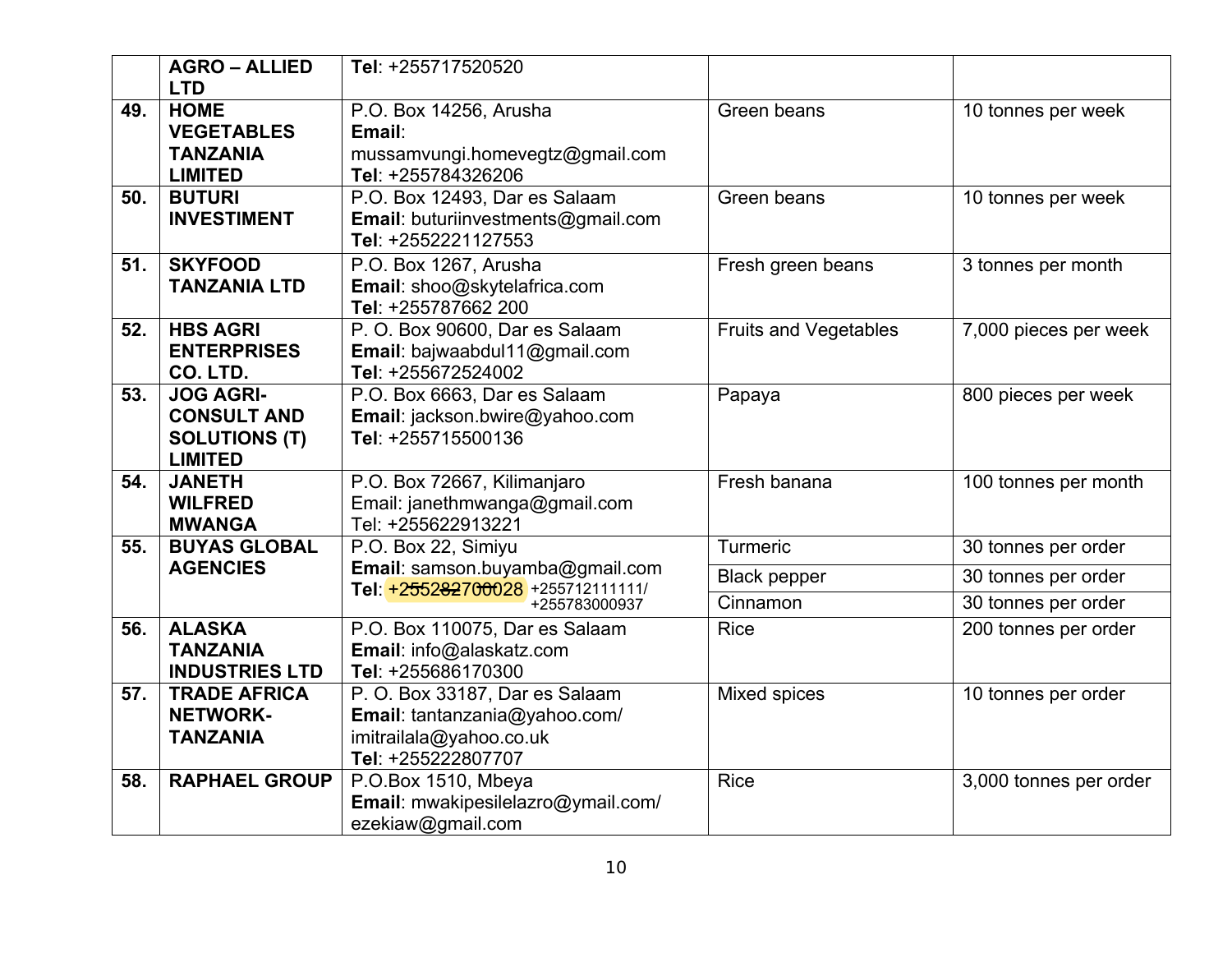|  | AGRO – ALLIED LTD | Tel: +255717520520 |  |  |
|---|---|---|---|---|
| 49. | HOME VEGETABLES TANZANIA LIMITED | P.O. Box 14256, Arusha<br>Email: mussamvungi.homevegtz@gmail.com<br>Tel: +255784326206 | Green beans | 10 tonnes per week |
| 50. | BUTURI INVESTIMENT | P.O. Box 12493, Dar es Salaam<br>Email: buturiinvestments@gmail.com<br>Tel: +2552221127553 | Green beans | 10 tonnes per week |
| 51. | SKYFOOD TANZANIA LTD | P.O. Box 1267, Arusha<br>Email: shoo@skytelafrica.com<br>Tel: +255787662 200 | Fresh green beans | 3 tonnes per month |
| 52. | HBS AGRI ENTERPRISES CO. LTD. | P. O. Box 90600, Dar es Salaam<br>Email: bajwaabdul11@gmail.com<br>Tel: +255672524002 | Fruits and Vegetables | 7,000 pieces per week |
| 53. | JOG AGRI-CONSULT AND SOLUTIONS (T) LIMITED | P.O. Box 6663, Dar es Salaam<br>Email: jackson.bwire@yahoo.com<br>Tel: +255715500136 | Papaya | 800 pieces per week |
| 54. | JANETH WILFRED MWANGA | P.O. Box 72667, Kilimanjaro<br>Email: janethmwanga@gmail.com<br>Tel: +255622913221 | Fresh banana | 100 tonnes per month |
| 55. | BUYAS GLOBAL AGENCIES | P.O. Box 22, Simiyu<br>Email: samson.buyamba@gmail.com<br>Tel: ~~+255282700028~~ +255712111111/ +255783000937 | Turmeric | 30 tonnes per order |
|  |  |  | Black pepper | 30 tonnes per order |
|  |  |  | Cinnamon | 30 tonnes per order |
| 56. | ALASKA TANZANIA INDUSTRIES LTD | P.O. Box 110075, Dar es Salaam<br>Email: info@alaskatz.com<br>Tel: +255686170300 | Rice | 200 tonnes per order |
| 57. | TRADE AFRICA NETWORK-TANZANIA | P. O. Box 33187, Dar es Salaam<br>Email: tantanzania@yahoo.com/ imitrailala@yahoo.co.uk<br>Tel: +255222807707 | Mixed spices | 10 tonnes per order |
| 58. | RAPHAEL GROUP | P.O.Box 1510, Mbeya<br>Email: mwakipesilelazro@ymail.com/ ezekiaw@gmail.com | Rice | 3,000 tonnes per order |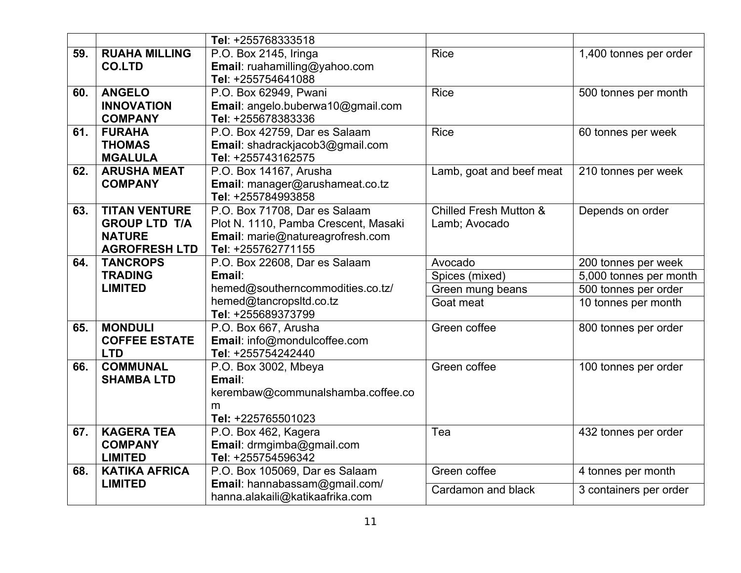| | | | | |
|---|---|---|---|---|
| | | **Tel**: +255768333518 | | |
| **59.** | **RUAHA MILLING CO.LTD** | P.O. Box 2145, Iringa<br>**Email**: ruahamilling@yahoo.com<br>**Tel**: +255754641088 | Rice | 1,400 tonnes per order |
| **60.** | **ANGELO INNOVATION COMPANY** | P.O. Box 62949, Pwani<br>**Email**: angelo.buberwa10@gmail.com<br>**Tel**: +255678383336 | Rice | 500 tonnes per month |
| **61.** | **FURAHA THOMAS MGALULA** | P.O. Box 42759, Dar es Salaam<br>**Email**: shadrackjacob3@gmail.com<br>**Tel**: +255743162575 | Rice | 60 tonnes per week |
| **62.** | **ARUSHA MEAT COMPANY** | P.O. Box 14167, Arusha<br>**Email**: manager@arushameat.co.tz<br>**Tel**: +255784993858 | Lamb, goat and beef meat | 210 tonnes per week |
| **63.** | **TITAN VENTURE GROUP LTD T/A NATURE AGROFRESH LTD** | P.O. Box 71708, Dar es Salaam<br>Plot N. 1110, Pamba Crescent, Masaki<br>**Email**: marie@natureagrofresh.com<br>**Tel**: +255762771155 | Chilled Fresh Mutton & Lamb; Avocado | Depends on order |
| **64.** | **TANCROPS TRADING LIMITED** | P.O. Box 22608, Dar es Salaam<br>**Email**:<br>hemed@southerncommodities.co.tz/<br>hemed@tancropsltd.co.tz<br>**Tel**: +255689373799 | Avocado | 200 tonnes per week |
| | | | Spices (mixed) | 5,000 tonnes per month |
| | | | Green mung beans | 500 tonnes per order |
| | | | Goat meat | 10 tonnes per month |
| **65.** | **MONDULI COFFEE ESTATE LTD** | P.O. Box 667, Arusha<br>**Email**: info@mondulcoffee.com<br>**Tel**: +255754242440 | Green coffee | 800 tonnes per order |
| **66.** | **COMMUNAL SHAMBA LTD** | P.O. Box 3002, Mbeya<br>**Email**:<br>kerembaw@communalshamba.coffee.com<br>**Tel:** +225765501023 | Green coffee | 100 tonnes per order |
| **67.** | **KAGERA TEA COMPANY LIMITED** | P.O. Box 462, Kagera<br>**Email**: drmgimba@gmail.com<br>**Tel**: +255754596342 | Tea | 432 tonnes per order |
| **68.** | **KATIKA AFRICA LIMITED** | P.O. Box 105069, Dar es Salaam<br>**Email**: hannabassam@gmail.com/<br>hanna.alakaili@katikaafrika.com | Green coffee | 4 tonnes per month |
| | | | Cardamon and black | 3 containers per order |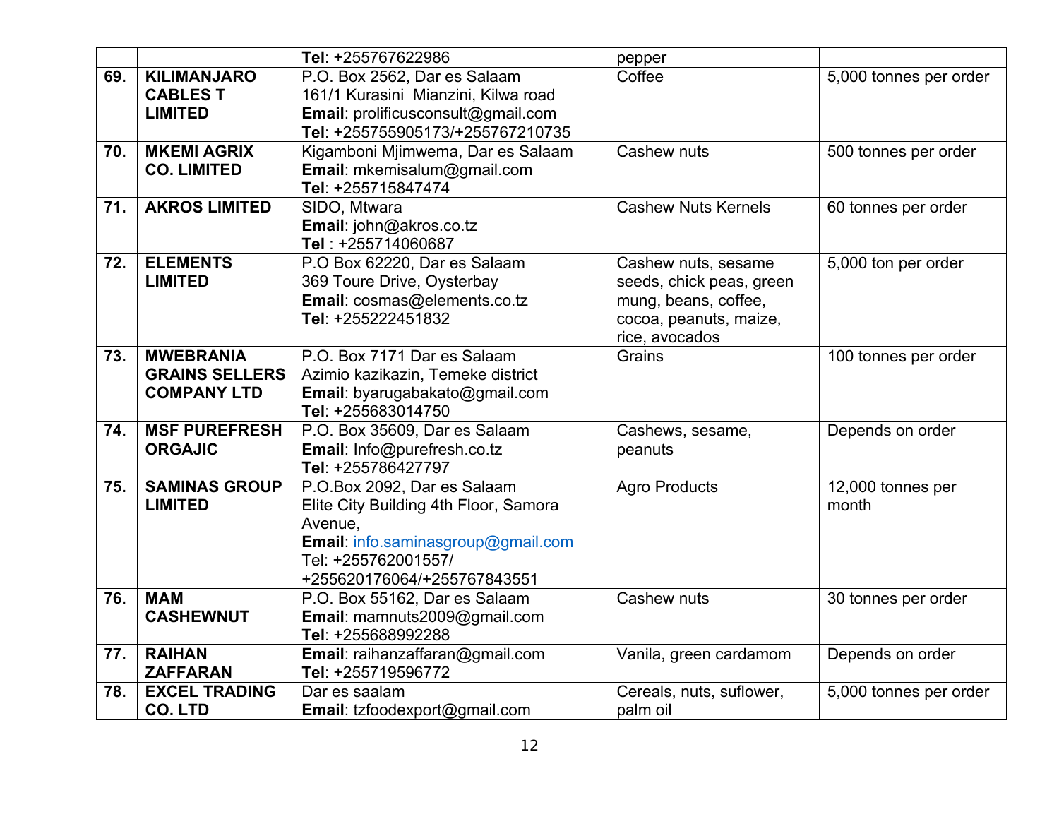| | | | | |
|---|---|---|---|---|
| | | **Tel**: +255767622986 | pepper | |
| **69.** | **KILIMANJARO CABLES T LIMITED** | P.O. Box 2562, Dar es Salaam<br>161/1 Kurasini Mianzini, Kilwa road<br>**Email**: prolificusconsult@gmail.com<br>**Tel**: +255755905173/+255767210735 | Coffee | 5,000 tonnes per order |
| **70.** | **MKEMI AGRIX CO. LIMITED** | Kigamboni Mjimwema, Dar es Salaam<br>**Email**: mkemisalum@gmail.com<br>**Tel**: +255715847474 | Cashew nuts | 500 tonnes per order |
| **71.** | **AKROS LIMITED** | SIDO, Mtwara<br>**Email**: john@akros.co.tz<br>**Tel** : +255714060687 | Cashew Nuts Kernels | 60 tonnes per order |
| **72.** | **ELEMENTS LIMITED** | P.O Box 62220, Dar es Salaam<br>369 Toure Drive, Oysterbay<br>**Email**: cosmas@elements.co.tz<br>**Tel**: +255222451832 | Cashew nuts, sesame seeds, chick peas, green mung, beans, coffee, cocoa, peanuts, maize, rice, avocados | 5,000 ton per order |
| **73.** | **MWEBRANIA GRAINS SELLERS COMPANY LTD** | P.O. Box 7171 Dar es Salaam<br>Azimio kazikazin, Temeke district<br>**Email**: byarugabakato@gmail.com<br>**Tel**: +255683014750 | Grains | 100 tonnes per order |
| **74.** | **MSF PUREFRESH ORGAJIC** | P.O. Box 35609, Dar es Salaam<br>**Email**: Info@purefresh.co.tz<br>**Tel**: +255786427797 | Cashews, sesame, peanuts | Depends on order |
| **75.** | **SAMINAS GROUP LIMITED** | P.O.Box 2092, Dar es Salaam<br>Elite City Building 4th Floor, Samora Avenue,<br>**Email**: info.saminasgroup@gmail.com<br>Tel: +255762001557/ +255620176064/+255767843551 | Agro Products | 12,000 tonnes per month |
| **76.** | **MAM CASHEWNUT** | P.O. Box 55162, Dar es Salaam<br>**Email**: mamnuts2009@gmail.com<br>**Tel**: +255688992288 | Cashew nuts | 30 tonnes per order |
| **77.** | **RAIHAN ZAFFARAN** | **Email**: raihanzaffaran@gmail.com<br>**Tel**: +255719596772 | Vanila, green cardamom | Depends on order |
| **78.** | **EXCEL TRADING CO. LTD** | Dar es saalam<br>**Email**: tzfoodexport@gmail.com | Cereals, nuts, suflower, palm oil | 5,000 tonnes per order |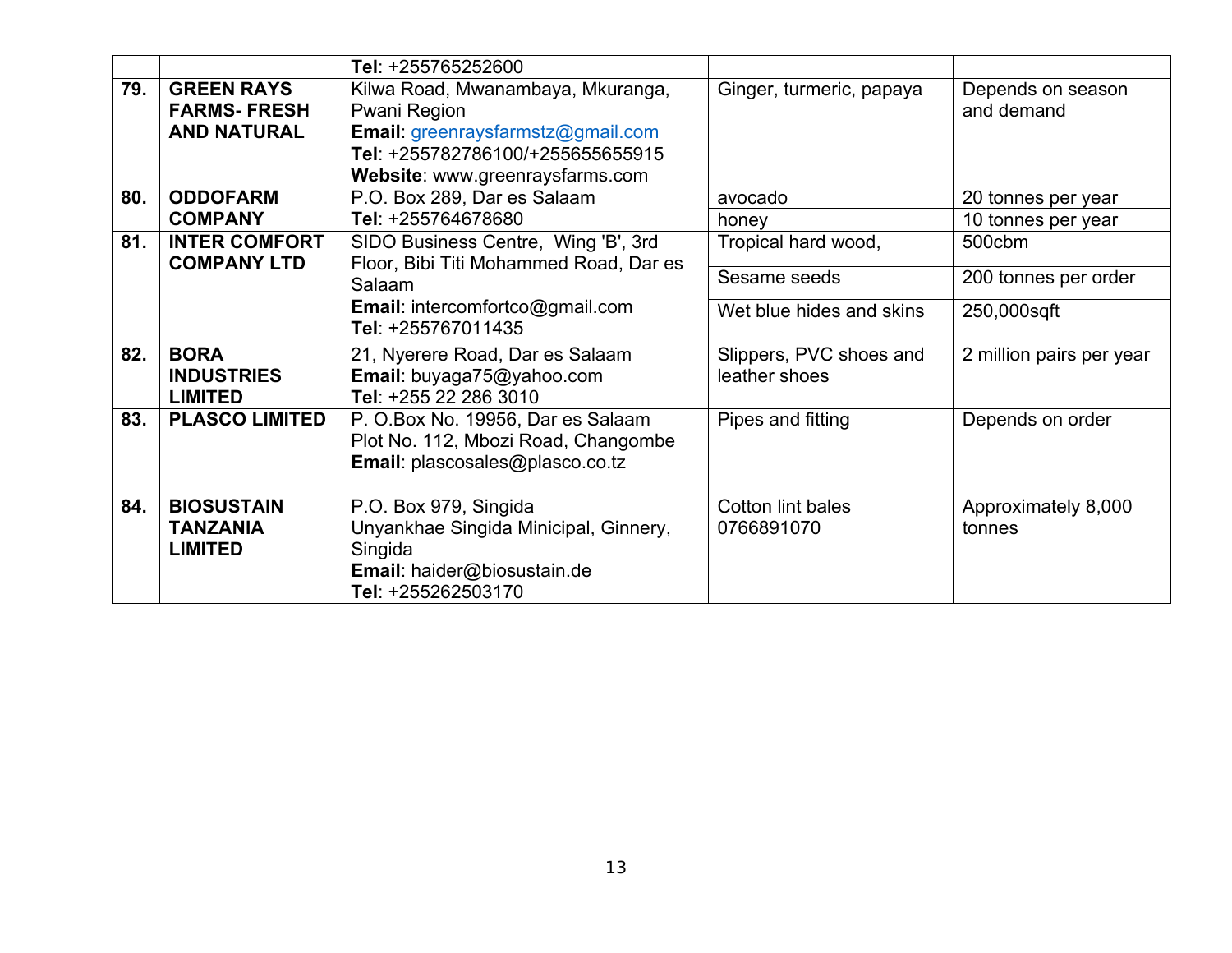| | | | | |
|---|---|---|---|---|
| | | **Tel**: +255765252600 | | |
| **79.** | **GREEN RAYS FARMS- FRESH AND NATURAL** | Kilwa Road, Mwanambaya, Mkuranga, Pwani Region<br>**Email**: greenraysfarmstz@gmail.com<br>**Tel**: +255782786100/+255655655915<br>**Website**: www.greenraysfarms.com | Ginger, turmeric, papaya | Depends on season and demand |
| **80.** | **ODDOFARM COMPANY** | P.O. Box 289, Dar es Salaam<br>**Tel**: +255764678680 | avocado | 20 tonnes per year |
| | | | honey | 10 tonnes per year |
| **81.** | **INTER COMFORT COMPANY LTD** | SIDO Business Centre, Wing 'B', 3rd Floor, Bibi Titi Mohammed Road, Dar es Salaam<br>**Email**: intercomfortco@gmail.com<br>**Tel**: +255767011435 | Tropical hard wood, | 500cbm |
| | | | Sesame seeds | 200 tonnes per order |
| | | | Wet blue hides and skins | 250,000sqft |
| **82.** | **BORA INDUSTRIES LIMITED** | 21, Nyerere Road, Dar es Salaam<br>**Email**: buyaga75@yahoo.com<br>**Tel**: +255 22 286 3010 | Slippers, PVC shoes and leather shoes | 2 million pairs per year |
| **83.** | **PLASCO LIMITED** | P. O.Box No. 19956, Dar es Salaam<br>Plot No. 112, Mbozi Road, Changombe<br>**Email**: plascosales@plasco.co.tz | Pipes and fitting | Depends on order |
| **84.** | **BIOSUSTAIN TANZANIA LIMITED** | P.O. Box 979, Singida<br>Unyankhae Singida Minicipal, Ginnery, Singida<br>**Email**: haider@biosustain.de<br>**Tel**: +255262503170 | Cotton lint bales<br>0766891070 | Approximately 8,000 tonnes |